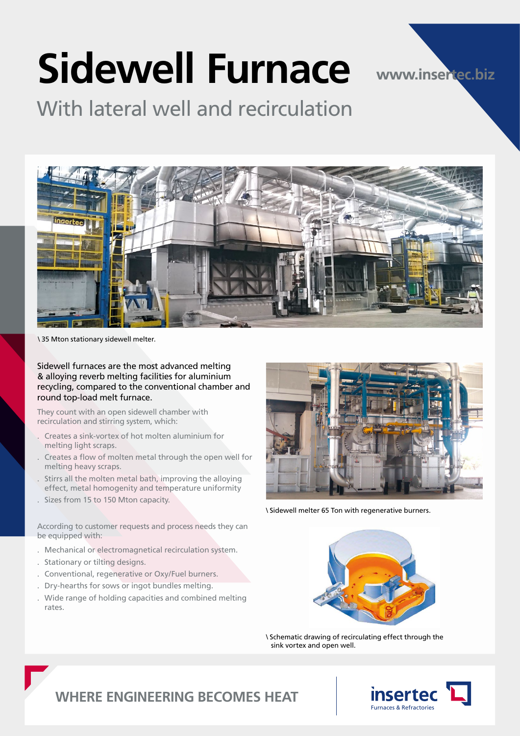# Sidewell Furnace

www.insertec.biz

## With lateral well and recirculation

\ 35 Mton stationary sidewell melter.

Sidewell furnaces are the most advanced melting & alloying reverb melting facilities for aluminium recycling, compared to the conventional chamber and round top-load melt furnace.

They count with an open sidewell chamber with recirculation and stirring system, which:

- Creates a sink-vortex of hot molten aluminium for melting light scraps.
- Creates a flow of molten metal through the open well for melting heavy scraps.
- Stirrs all the molten metal bath, improving the alloying effect, metal homogenity and temperature uniformity
- Sizes from 15 to 150 Mton capacity.

According to customer requests and process needs they can be equipped with:

- Mechanical or electromagnetical recirculation system.
- Stationary or tilting designs.
- Conventional, regenerative or Oxy/Fuel burners.
- Dry-hearths for sows or ingot bundles melting.
- Wide range of holding capacities and combined melting rates.

\ Sidewell melter 65 Ton with regenerative burners.

\ Schematic drawing of recirculating effect through the sink vortex and open well.

WHERE ENGINEERING BECOMES HEAT

insertec Furnaces & Refractories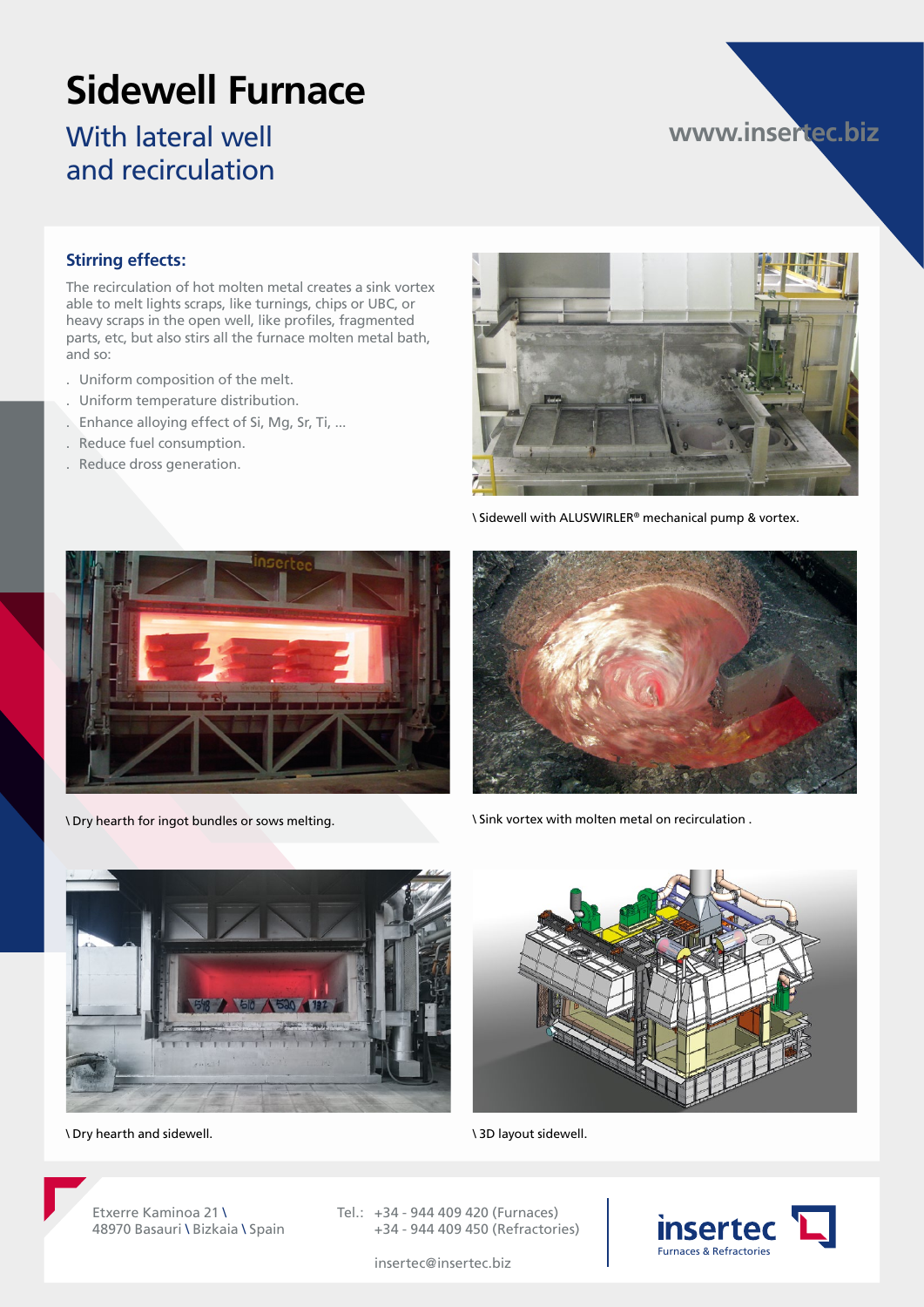# Sidewell Furnace

## With lateral well and recirculation

www.insertec.biz

### Stirring effects:

The recirculation of hot molten metal creates a sink vortex able to melt lights scraps, like turnings, chips or UBC, or heavy scraps in the open well, like profiles, fragmented parts, etc, but also stirs all the furnace molten metal bath, and so:

- Uniform composition of the melt.
- Uniform temperature distribution.
- Enhance alloying effect of Si, Mg, Sr, Ti, ...
- Reduce fuel consumption.
- Reduce dross generation.

\ Sidewell with ALUSWIRLER® mechanical pump & vortex.

\ Dry hearth for ingot bundles or sows melting.

\ Sink vortex with molten metal on recirculation .

\ Dry hearth and sidewell.

\ 3D layout sidewell.

Etxerre Kaminoa 21 \
48970 Basauri \ Bizkaia \ Spain

Tel.: +34 - 944 409 420 (Furnaces)
+34 - 944 409 450 (Refractories)

insertec@insertec.biz

insertec
Furnaces & Refractories